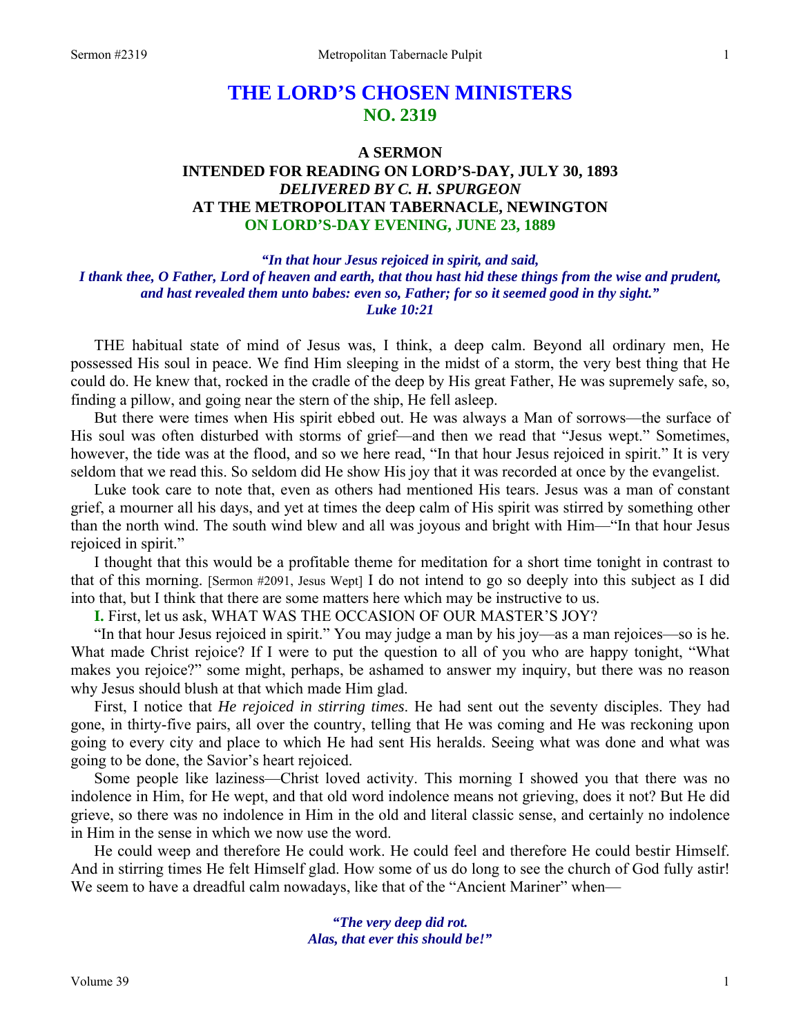# THE LORD'S CHOSEN MINISTERS
## NO. 2319

### A SERMON
### INTENDED FOR READING ON LORD'S-DAY, JULY 30, 1893
### *DELIVERED BY C. H. SPURGEON*
### AT THE METROPOLITAN TABERNACLE, NEWINGTON
### ON LORD'S-DAY EVENING, JUNE 23, 1889

***"In that hour Jesus rejoiced in spirit, and said,***
***I thank thee, O Father, Lord of heaven and earth, that thou hast hid these things from the wise and prudent, and hast revealed them unto babes: even so, Father; for so it seemed good in thy sight."***
***Luke 10:21***

THE habitual state of mind of Jesus was, I think, a deep calm. Beyond all ordinary men, He possessed His soul in peace. We find Him sleeping in the midst of a storm, the very best thing that He could do. He knew that, rocked in the cradle of the deep by His great Father, He was supremely safe, so, finding a pillow, and going near the stern of the ship, He fell asleep.

But there were times when His spirit ebbed out. He was always a Man of sorrows—the surface of His soul was often disturbed with storms of grief—and then we read that "Jesus wept." Sometimes, however, the tide was at the flood, and so we here read, "In that hour Jesus rejoiced in spirit." It is very seldom that we read this. So seldom did He show His joy that it was recorded at once by the evangelist.

Luke took care to note that, even as others had mentioned His tears. Jesus was a man of constant grief, a mourner all his days, and yet at times the deep calm of His spirit was stirred by something other than the north wind. The south wind blew and all was joyous and bright with Him—"In that hour Jesus rejoiced in spirit."

I thought that this would be a profitable theme for meditation for a short time tonight in contrast to that of this morning. [Sermon #2091, Jesus Wept] I do not intend to go so deeply into this subject as I did into that, but I think that there are some matters here which may be instructive to us.

**I.** First, let us ask, WHAT WAS THE OCCASION OF OUR MASTER'S JOY?

"In that hour Jesus rejoiced in spirit." You may judge a man by his joy—as a man rejoices—so is he. What made Christ rejoice? If I were to put the question to all of you who are happy tonight, "What makes you rejoice?" some might, perhaps, be ashamed to answer my inquiry, but there was no reason why Jesus should blush at that which made Him glad.

First, I notice that *He rejoiced in stirring times*. He had sent out the seventy disciples. They had gone, in thirty-five pairs, all over the country, telling that He was coming and He was reckoning upon going to every city and place to which He had sent His heralds. Seeing what was done and what was going to be done, the Savior's heart rejoiced.

Some people like laziness—Christ loved activity. This morning I showed you that there was no indolence in Him, for He wept, and that old word indolence means not grieving, does it not? But He did grieve, so there was no indolence in Him in the old and literal classic sense, and certainly no indolence in Him in the sense in which we now use the word.

He could weep and therefore He could work. He could feel and therefore He could bestir Himself. And in stirring times He felt Himself glad. How some of us do long to see the church of God fully astir! We seem to have a dreadful calm nowadays, like that of the "Ancient Mariner" when—

> ***"The very deep did rot.***
> ***Alas, that ever this should be!"***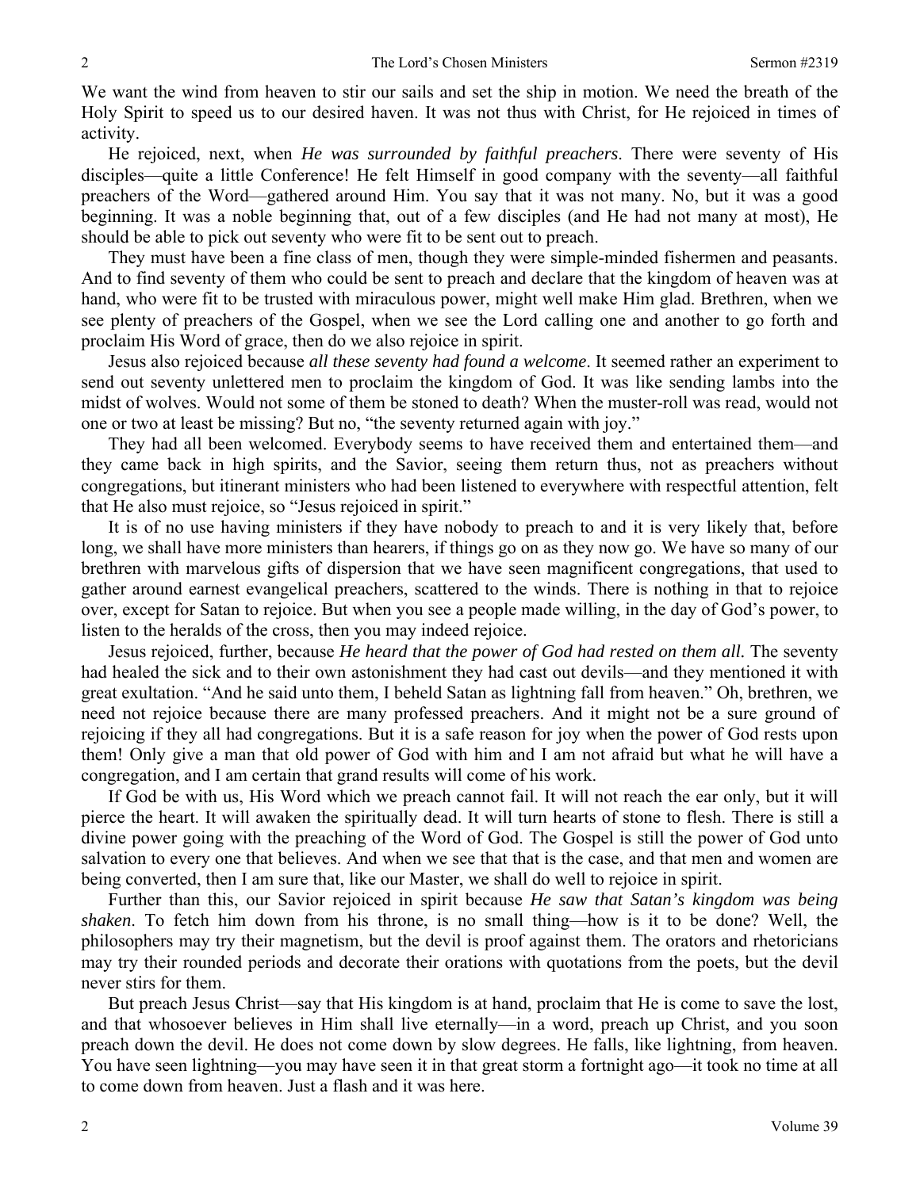We want the wind from heaven to stir our sails and set the ship in motion. We need the breath of the Holy Spirit to speed us to our desired haven. It was not thus with Christ, for He rejoiced in times of activity.

He rejoiced, next, when *He was surrounded by faithful preachers*. There were seventy of His disciples—quite a little Conference! He felt Himself in good company with the seventy—all faithful preachers of the Word—gathered around Him. You say that it was not many. No, but it was a good beginning. It was a noble beginning that, out of a few disciples (and He had not many at most), He should be able to pick out seventy who were fit to be sent out to preach.

They must have been a fine class of men, though they were simple-minded fishermen and peasants. And to find seventy of them who could be sent to preach and declare that the kingdom of heaven was at hand, who were fit to be trusted with miraculous power, might well make Him glad. Brethren, when we see plenty of preachers of the Gospel, when we see the Lord calling one and another to go forth and proclaim His Word of grace, then do we also rejoice in spirit.

Jesus also rejoiced because *all these seventy had found a welcome*. It seemed rather an experiment to send out seventy unlettered men to proclaim the kingdom of God. It was like sending lambs into the midst of wolves. Would not some of them be stoned to death? When the muster-roll was read, would not one or two at least be missing? But no, "the seventy returned again with joy."

They had all been welcomed. Everybody seems to have received them and entertained them—and they came back in high spirits, and the Savior, seeing them return thus, not as preachers without congregations, but itinerant ministers who had been listened to everywhere with respectful attention, felt that He also must rejoice, so "Jesus rejoiced in spirit."

It is of no use having ministers if they have nobody to preach to and it is very likely that, before long, we shall have more ministers than hearers, if things go on as they now go. We have so many of our brethren with marvelous gifts of dispersion that we have seen magnificent congregations, that used to gather around earnest evangelical preachers, scattered to the winds. There is nothing in that to rejoice over, except for Satan to rejoice. But when you see a people made willing, in the day of God's power, to listen to the heralds of the cross, then you may indeed rejoice.

Jesus rejoiced, further, because *He heard that the power of God had rested on them all.* The seventy had healed the sick and to their own astonishment they had cast out devils—and they mentioned it with great exultation. "And he said unto them, I beheld Satan as lightning fall from heaven." Oh, brethren, we need not rejoice because there are many professed preachers. And it might not be a sure ground of rejoicing if they all had congregations. But it is a safe reason for joy when the power of God rests upon them! Only give a man that old power of God with him and I am not afraid but what he will have a congregation, and I am certain that grand results will come of his work.

If God be with us, His Word which we preach cannot fail. It will not reach the ear only, but it will pierce the heart. It will awaken the spiritually dead. It will turn hearts of stone to flesh. There is still a divine power going with the preaching of the Word of God. The Gospel is still the power of God unto salvation to every one that believes. And when we see that that is the case, and that men and women are being converted, then I am sure that, like our Master, we shall do well to rejoice in spirit.

Further than this, our Savior rejoiced in spirit because *He saw that Satan's kingdom was being shaken*. To fetch him down from his throne, is no small thing—how is it to be done? Well, the philosophers may try their magnetism, but the devil is proof against them. The orators and rhetoricians may try their rounded periods and decorate their orations with quotations from the poets, but the devil never stirs for them.

But preach Jesus Christ—say that His kingdom is at hand, proclaim that He is come to save the lost, and that whosoever believes in Him shall live eternally—in a word, preach up Christ, and you soon preach down the devil. He does not come down by slow degrees. He falls, like lightning, from heaven. You have seen lightning—you may have seen it in that great storm a fortnight ago—it took no time at all to come down from heaven. Just a flash and it was here.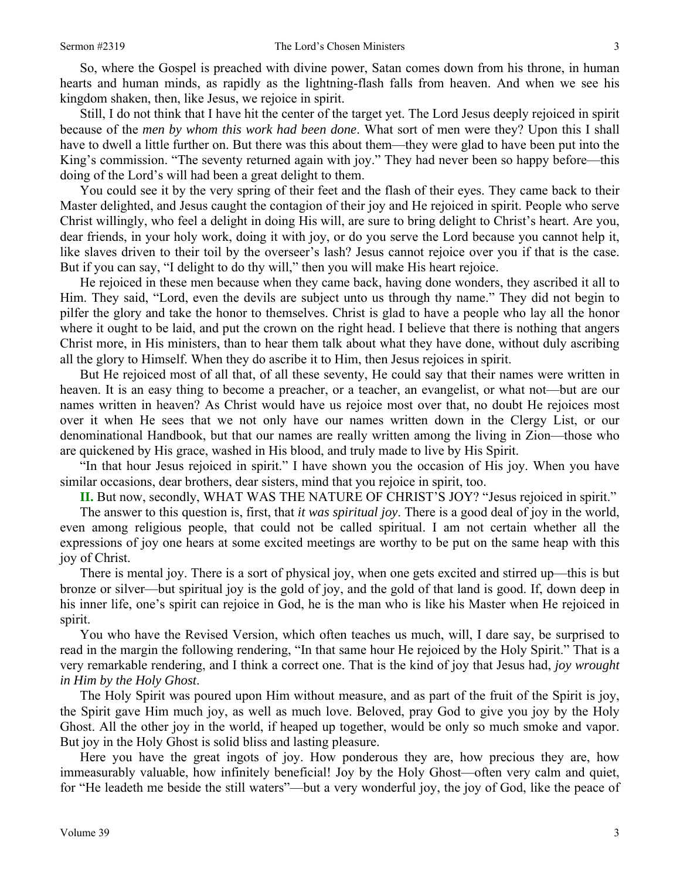So, where the Gospel is preached with divine power, Satan comes down from his throne, in human hearts and human minds, as rapidly as the lightning-flash falls from heaven. And when we see his kingdom shaken, then, like Jesus, we rejoice in spirit.

Still, I do not think that I have hit the center of the target yet. The Lord Jesus deeply rejoiced in spirit because of the *men by whom this work had been done*. What sort of men were they? Upon this I shall have to dwell a little further on. But there was this about them—they were glad to have been put into the King's commission. "The seventy returned again with joy." They had never been so happy before—this doing of the Lord's will had been a great delight to them.

You could see it by the very spring of their feet and the flash of their eyes. They came back to their Master delighted, and Jesus caught the contagion of their joy and He rejoiced in spirit. People who serve Christ willingly, who feel a delight in doing His will, are sure to bring delight to Christ's heart. Are you, dear friends, in your holy work, doing it with joy, or do you serve the Lord because you cannot help it, like slaves driven to their toil by the overseer's lash? Jesus cannot rejoice over you if that is the case. But if you can say, "I delight to do thy will," then you will make His heart rejoice.

He rejoiced in these men because when they came back, having done wonders, they ascribed it all to Him. They said, "Lord, even the devils are subject unto us through thy name." They did not begin to pilfer the glory and take the honor to themselves. Christ is glad to have a people who lay all the honor where it ought to be laid, and put the crown on the right head. I believe that there is nothing that angers Christ more, in His ministers, than to hear them talk about what they have done, without duly ascribing all the glory to Himself. When they do ascribe it to Him, then Jesus rejoices in spirit.

But He rejoiced most of all that, of all these seventy, He could say that their names were written in heaven. It is an easy thing to become a preacher, or a teacher, an evangelist, or what not—but are our names written in heaven? As Christ would have us rejoice most over that, no doubt He rejoices most over it when He sees that we not only have our names written down in the Clergy List, or our denominational Handbook, but that our names are really written among the living in Zion—those who are quickened by His grace, washed in His blood, and truly made to live by His Spirit.

"In that hour Jesus rejoiced in spirit." I have shown you the occasion of His joy. When you have similar occasions, dear brothers, dear sisters, mind that you rejoice in spirit, too.

**II.** But now, secondly, WHAT WAS THE NATURE OF CHRIST'S JOY? "Jesus rejoiced in spirit."

The answer to this question is, first, that *it was spiritual joy*. There is a good deal of joy in the world, even among religious people, that could not be called spiritual. I am not certain whether all the expressions of joy one hears at some excited meetings are worthy to be put on the same heap with this joy of Christ.

There is mental joy. There is a sort of physical joy, when one gets excited and stirred up—this is but bronze or silver—but spiritual joy is the gold of joy, and the gold of that land is good. If, down deep in his inner life, one's spirit can rejoice in God, he is the man who is like his Master when He rejoiced in spirit.

You who have the Revised Version, which often teaches us much, will, I dare say, be surprised to read in the margin the following rendering, "In that same hour He rejoiced by the Holy Spirit." That is a very remarkable rendering, and I think a correct one. That is the kind of joy that Jesus had, *joy wrought in Him by the Holy Ghost*.

The Holy Spirit was poured upon Him without measure, and as part of the fruit of the Spirit is joy, the Spirit gave Him much joy, as well as much love. Beloved, pray God to give you joy by the Holy Ghost. All the other joy in the world, if heaped up together, would be only so much smoke and vapor. But joy in the Holy Ghost is solid bliss and lasting pleasure.

Here you have the great ingots of joy. How ponderous they are, how precious they are, how immeasurably valuable, how infinitely beneficial! Joy by the Holy Ghost—often very calm and quiet, for "He leadeth me beside the still waters"—but a very wonderful joy, the joy of God, like the peace of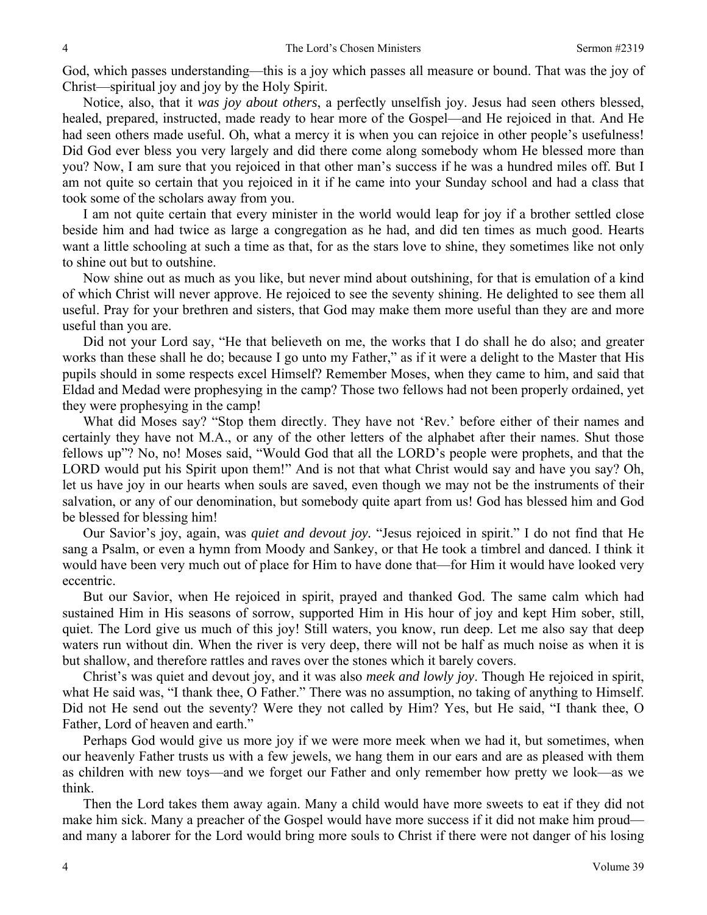God, which passes understanding—this is a joy which passes all measure or bound. That was the joy of Christ—spiritual joy and joy by the Holy Spirit.

Notice, also, that it *was joy about others*, a perfectly unselfish joy. Jesus had seen others blessed, healed, prepared, instructed, made ready to hear more of the Gospel—and He rejoiced in that. And He had seen others made useful. Oh, what a mercy it is when you can rejoice in other people's usefulness! Did God ever bless you very largely and did there come along somebody whom He blessed more than you? Now, I am sure that you rejoiced in that other man's success if he was a hundred miles off. But I am not quite so certain that you rejoiced in it if he came into your Sunday school and had a class that took some of the scholars away from you.

I am not quite certain that every minister in the world would leap for joy if a brother settled close beside him and had twice as large a congregation as he had, and did ten times as much good. Hearts want a little schooling at such a time as that, for as the stars love to shine, they sometimes like not only to shine out but to outshine.

Now shine out as much as you like, but never mind about outshining, for that is emulation of a kind of which Christ will never approve. He rejoiced to see the seventy shining. He delighted to see them all useful. Pray for your brethren and sisters, that God may make them more useful than they are and more useful than you are.

Did not your Lord say, "He that believeth on me, the works that I do shall he do also; and greater works than these shall he do; because I go unto my Father," as if it were a delight to the Master that His pupils should in some respects excel Himself? Remember Moses, when they came to him, and said that Eldad and Medad were prophesying in the camp? Those two fellows had not been properly ordained, yet they were prophesying in the camp!

What did Moses say? "Stop them directly. They have not 'Rev.' before either of their names and certainly they have not M.A., or any of the other letters of the alphabet after their names. Shut those fellows up"? No, no! Moses said, "Would God that all the LORD's people were prophets, and that the LORD would put his Spirit upon them!" And is not that what Christ would say and have you say? Oh, let us have joy in our hearts when souls are saved, even though we may not be the instruments of their salvation, or any of our denomination, but somebody quite apart from us! God has blessed him and God be blessed for blessing him!

Our Savior's joy, again, was *quiet and devout joy.* "Jesus rejoiced in spirit." I do not find that He sang a Psalm, or even a hymn from Moody and Sankey, or that He took a timbrel and danced. I think it would have been very much out of place for Him to have done that—for Him it would have looked very eccentric.

But our Savior, when He rejoiced in spirit, prayed and thanked God. The same calm which had sustained Him in His seasons of sorrow, supported Him in His hour of joy and kept Him sober, still, quiet. The Lord give us much of this joy! Still waters, you know, run deep. Let me also say that deep waters run without din. When the river is very deep, there will not be half as much noise as when it is but shallow, and therefore rattles and raves over the stones which it barely covers.

Christ's was quiet and devout joy, and it was also *meek and lowly joy*. Though He rejoiced in spirit, what He said was, "I thank thee, O Father." There was no assumption, no taking of anything to Himself. Did not He send out the seventy? Were they not called by Him? Yes, but He said, "I thank thee, O Father, Lord of heaven and earth."

Perhaps God would give us more joy if we were more meek when we had it, but sometimes, when our heavenly Father trusts us with a few jewels, we hang them in our ears and are as pleased with them as children with new toys—and we forget our Father and only remember how pretty we look—as we think.

Then the Lord takes them away again. Many a child would have more sweets to eat if they did not make him sick. Many a preacher of the Gospel would have more success if it did not make him proud—and many a laborer for the Lord would bring more souls to Christ if there were not danger of his losing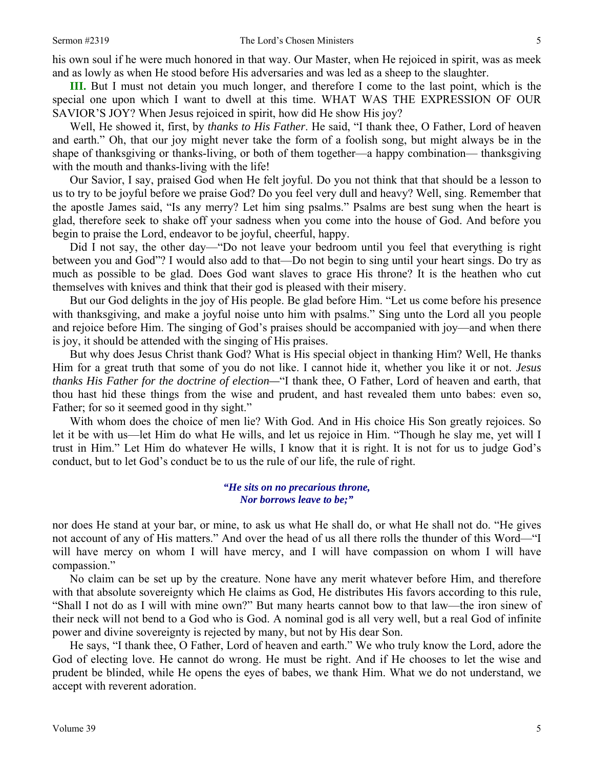his own soul if he were much honored in that way. Our Master, when He rejoiced in spirit, was as meek and as lowly as when He stood before His adversaries and was led as a sheep to the slaughter.

**III.** But I must not detain you much longer, and therefore I come to the last point, which is the special one upon which I want to dwell at this time. WHAT WAS THE EXPRESSION OF OUR SAVIOR'S JOY? When Jesus rejoiced in spirit, how did He show His joy?

Well, He showed it, first, by *thanks to His Father*. He said, "I thank thee, O Father, Lord of heaven and earth." Oh, that our joy might never take the form of a foolish song, but might always be in the shape of thanksgiving or thanks-living, or both of them together—a happy combination— thanksgiving with the mouth and thanks-living with the life!

Our Savior, I say, praised God when He felt joyful. Do you not think that that should be a lesson to us to try to be joyful before we praise God? Do you feel very dull and heavy? Well, sing. Remember that the apostle James said, "Is any merry? Let him sing psalms." Psalms are best sung when the heart is glad, therefore seek to shake off your sadness when you come into the house of God. And before you begin to praise the Lord, endeavor to be joyful, cheerful, happy.

Did I not say, the other day—"Do not leave your bedroom until you feel that everything is right between you and God"? I would also add to that—Do not begin to sing until your heart sings. Do try as much as possible to be glad. Does God want slaves to grace His throne? It is the heathen who cut themselves with knives and think that their god is pleased with their misery.

But our God delights in the joy of His people. Be glad before Him. "Let us come before his presence with thanksgiving, and make a joyful noise unto him with psalms." Sing unto the Lord all you people and rejoice before Him. The singing of God's praises should be accompanied with joy—and when there is joy, it should be attended with the singing of His praises.

But why does Jesus Christ thank God? What is His special object in thanking Him? Well, He thanks Him for a great truth that some of you do not like. I cannot hide it, whether you like it or not. *Jesus thanks His Father for the doctrine of election*—"I thank thee, O Father, Lord of heaven and earth, that thou hast hid these things from the wise and prudent, and hast revealed them unto babes: even so, Father; for so it seemed good in thy sight."

With whom does the choice of men lie? With God. And in His choice His Son greatly rejoices. So let it be with us—let Him do what He wills, and let us rejoice in Him. "Though he slay me, yet will I trust in Him." Let Him do whatever He wills, I know that it is right. It is not for us to judge God's conduct, but to let God's conduct be to us the rule of our life, the rule of right.

> ***"He sits on no precarious throne,***
> ***Nor borrows leave to be;"***

nor does He stand at your bar, or mine, to ask us what He shall do, or what He shall not do. "He gives not account of any of His matters." And over the head of us all there rolls the thunder of this Word—"I will have mercy on whom I will have mercy, and I will have compassion on whom I will have compassion."

No claim can be set up by the creature. None have any merit whatever before Him, and therefore with that absolute sovereignty which He claims as God, He distributes His favors according to this rule, "Shall I not do as I will with mine own?" But many hearts cannot bow to that law—the iron sinew of their neck will not bend to a God who is God. A nominal god is all very well, but a real God of infinite power and divine sovereignty is rejected by many, but not by His dear Son.

He says, "I thank thee, O Father, Lord of heaven and earth." We who truly know the Lord, adore the God of electing love. He cannot do wrong. He must be right. And if He chooses to let the wise and prudent be blinded, while He opens the eyes of babes, we thank Him. What we do not understand, we accept with reverent adoration.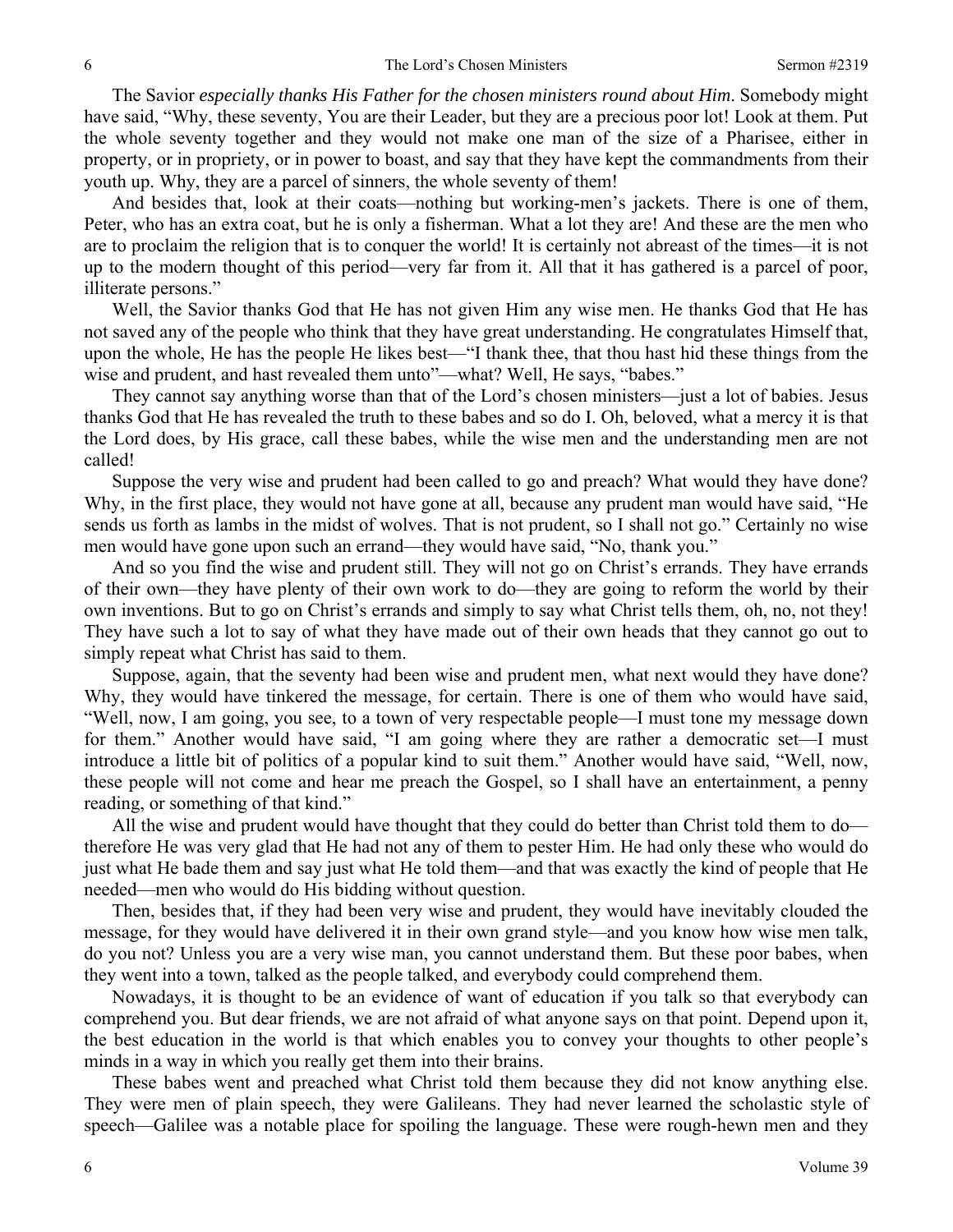The Savior *especially thanks His Father for the chosen ministers round about Him*. Somebody might have said, "Why, these seventy, You are their Leader, but they are a precious poor lot! Look at them. Put the whole seventy together and they would not make one man of the size of a Pharisee, either in property, or in propriety, or in power to boast, and say that they have kept the commandments from their youth up. Why, they are a parcel of sinners, the whole seventy of them!

And besides that, look at their coats—nothing but working-men's jackets. There is one of them, Peter, who has an extra coat, but he is only a fisherman. What a lot they are! And these are the men who are to proclaim the religion that is to conquer the world! It is certainly not abreast of the times—it is not up to the modern thought of this period—very far from it. All that it has gathered is a parcel of poor, illiterate persons."

Well, the Savior thanks God that He has not given Him any wise men. He thanks God that He has not saved any of the people who think that they have great understanding. He congratulates Himself that, upon the whole, He has the people He likes best—"I thank thee, that thou hast hid these things from the wise and prudent, and hast revealed them unto"—what? Well, He says, "babes."

They cannot say anything worse than that of the Lord's chosen ministers—just a lot of babies. Jesus thanks God that He has revealed the truth to these babes and so do I. Oh, beloved, what a mercy it is that the Lord does, by His grace, call these babes, while the wise men and the understanding men are not called!

Suppose the very wise and prudent had been called to go and preach? What would they have done? Why, in the first place, they would not have gone at all, because any prudent man would have said, "He sends us forth as lambs in the midst of wolves. That is not prudent, so I shall not go." Certainly no wise men would have gone upon such an errand—they would have said, "No, thank you."

And so you find the wise and prudent still. They will not go on Christ's errands. They have errands of their own—they have plenty of their own work to do—they are going to reform the world by their own inventions. But to go on Christ's errands and simply to say what Christ tells them, oh, no, not they! They have such a lot to say of what they have made out of their own heads that they cannot go out to simply repeat what Christ has said to them.

Suppose, again, that the seventy had been wise and prudent men, what next would they have done? Why, they would have tinkered the message, for certain. There is one of them who would have said, "Well, now, I am going, you see, to a town of very respectable people—I must tone my message down for them." Another would have said, "I am going where they are rather a democratic set—I must introduce a little bit of politics of a popular kind to suit them." Another would have said, "Well, now, these people will not come and hear me preach the Gospel, so I shall have an entertainment, a penny reading, or something of that kind."

All the wise and prudent would have thought that they could do better than Christ told them to do—therefore He was very glad that He had not any of them to pester Him. He had only these who would do just what He bade them and say just what He told them—and that was exactly the kind of people that He needed—men who would do His bidding without question.

Then, besides that, if they had been very wise and prudent, they would have inevitably clouded the message, for they would have delivered it in their own grand style—and you know how wise men talk, do you not? Unless you are a very wise man, you cannot understand them. But these poor babes, when they went into a town, talked as the people talked, and everybody could comprehend them.

Nowadays, it is thought to be an evidence of want of education if you talk so that everybody can comprehend you. But dear friends, we are not afraid of what anyone says on that point. Depend upon it, the best education in the world is that which enables you to convey your thoughts to other people's minds in a way in which you really get them into their brains.

These babes went and preached what Christ told them because they did not know anything else. They were men of plain speech, they were Galileans. They had never learned the scholastic style of speech—Galilee was a notable place for spoiling the language. These were rough-hewn men and they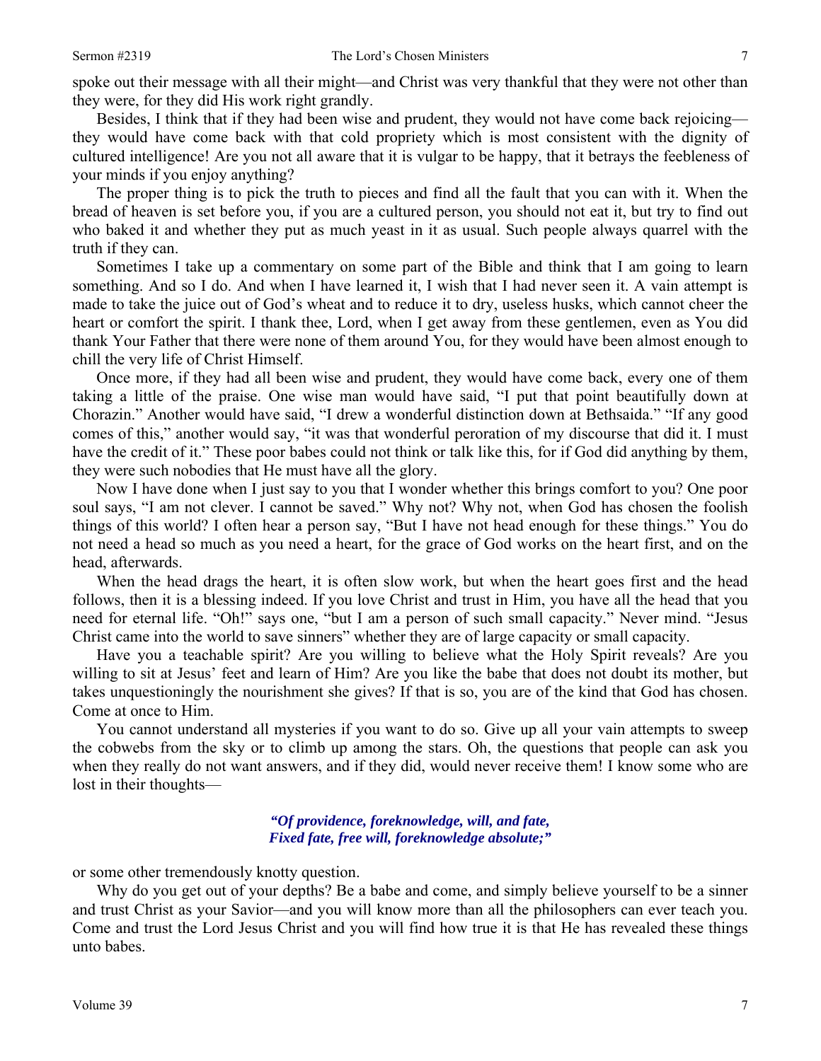spoke out their message with all their might—and Christ was very thankful that they were not other than they were, for they did His work right grandly.

Besides, I think that if they had been wise and prudent, they would not have come back rejoicing—they would have come back with that cold propriety which is most consistent with the dignity of cultured intelligence! Are you not all aware that it is vulgar to be happy, that it betrays the feebleness of your minds if you enjoy anything?

The proper thing is to pick the truth to pieces and find all the fault that you can with it. When the bread of heaven is set before you, if you are a cultured person, you should not eat it, but try to find out who baked it and whether they put as much yeast in it as usual. Such people always quarrel with the truth if they can.

Sometimes I take up a commentary on some part of the Bible and think that I am going to learn something. And so I do. And when I have learned it, I wish that I had never seen it. A vain attempt is made to take the juice out of God's wheat and to reduce it to dry, useless husks, which cannot cheer the heart or comfort the spirit. I thank thee, Lord, when I get away from these gentlemen, even as You did thank Your Father that there were none of them around You, for they would have been almost enough to chill the very life of Christ Himself.

Once more, if they had all been wise and prudent, they would have come back, every one of them taking a little of the praise. One wise man would have said, "I put that point beautifully down at Chorazin." Another would have said, "I drew a wonderful distinction down at Bethsaida." "If any good comes of this," another would say, "it was that wonderful peroration of my discourse that did it. I must have the credit of it." These poor babes could not think or talk like this, for if God did anything by them, they were such nobodies that He must have all the glory.

Now I have done when I just say to you that I wonder whether this brings comfort to you? One poor soul says, "I am not clever. I cannot be saved." Why not? Why not, when God has chosen the foolish things of this world? I often hear a person say, "But I have not head enough for these things." You do not need a head so much as you need a heart, for the grace of God works on the heart first, and on the head, afterwards.

When the head drags the heart, it is often slow work, but when the heart goes first and the head follows, then it is a blessing indeed. If you love Christ and trust in Him, you have all the head that you need for eternal life. "Oh!" says one, "but I am a person of such small capacity." Never mind. "Jesus Christ came into the world to save sinners" whether they are of large capacity or small capacity.

Have you a teachable spirit? Are you willing to believe what the Holy Spirit reveals? Are you willing to sit at Jesus' feet and learn of Him? Are you like the babe that does not doubt its mother, but takes unquestioningly the nourishment she gives? If that is so, you are of the kind that God has chosen. Come at once to Him.

You cannot understand all mysteries if you want to do so. Give up all your vain attempts to sweep the cobwebs from the sky or to climb up among the stars. Oh, the questions that people can ask you when they really do not want answers, and if they did, would never receive them! I know some who are lost in their thoughts—

> ***"Of providence, foreknowledge, will, and fate,***
> ***Fixed fate, free will, foreknowledge absolute;"***

or some other tremendously knotty question.

Why do you get out of your depths? Be a babe and come, and simply believe yourself to be a sinner and trust Christ as your Savior—and you will know more than all the philosophers can ever teach you. Come and trust the Lord Jesus Christ and you will find how true it is that He has revealed these things unto babes.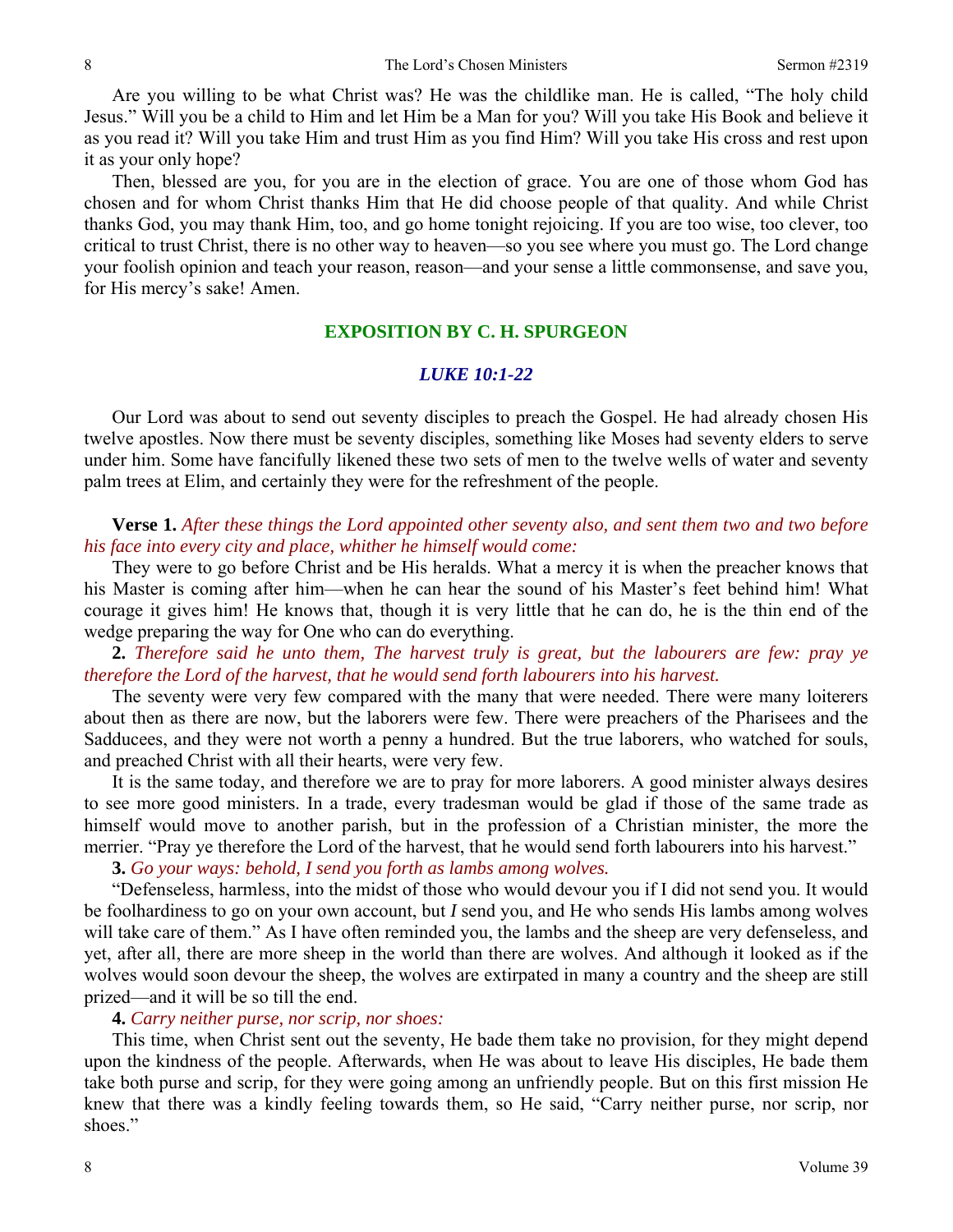Are you willing to be what Christ was? He was the childlike man. He is called, "The holy child Jesus." Will you be a child to Him and let Him be a Man for you? Will you take His Book and believe it as you read it? Will you take Him and trust Him as you find Him? Will you take His cross and rest upon it as your only hope?

Then, blessed are you, for you are in the election of grace. You are one of those whom God has chosen and for whom Christ thanks Him that He did choose people of that quality. And while Christ thanks God, you may thank Him, too, and go home tonight rejoicing. If you are too wise, too clever, too critical to trust Christ, there is no other way to heaven—so you see where you must go. The Lord change your foolish opinion and teach your reason, reason—and your sense a little commonsense, and save you, for His mercy's sake! Amen.

## EXPOSITION BY C. H. SPURGEON

### *LUKE 10:1-22*

Our Lord was about to send out seventy disciples to preach the Gospel. He had already chosen His twelve apostles. Now there must be seventy disciples, something like Moses had seventy elders to serve under him. Some have fancifully likened these two sets of men to the twelve wells of water and seventy palm trees at Elim, and certainly they were for the refreshment of the people.

**Verse 1.** *After these things the Lord appointed other seventy also, and sent them two and two before his face into every city and place, whither he himself would come:*

They were to go before Christ and be His heralds. What a mercy it is when the preacher knows that his Master is coming after him—when he can hear the sound of his Master's feet behind him! What courage it gives him! He knows that, though it is very little that he can do, he is the thin end of the wedge preparing the way for One who can do everything.

**2.** *Therefore said he unto them, The harvest truly is great, but the labourers are few: pray ye therefore the Lord of the harvest, that he would send forth labourers into his harvest.*

The seventy were very few compared with the many that were needed. There were many loiterers about then as there are now, but the laborers were few. There were preachers of the Pharisees and the Sadducees, and they were not worth a penny a hundred. But the true laborers, who watched for souls, and preached Christ with all their hearts, were very few.

It is the same today, and therefore we are to pray for more laborers. A good minister always desires to see more good ministers. In a trade, every tradesman would be glad if those of the same trade as himself would move to another parish, but in the profession of a Christian minister, the more the merrier. "Pray ye therefore the Lord of the harvest, that he would send forth labourers into his harvest."

**3.** *Go your ways: behold, I send you forth as lambs among wolves.*

"Defenseless, harmless, into the midst of those who would devour you if I did not send you. It would be foolhardiness to go on your own account, but *I* send you, and He who sends His lambs among wolves will take care of them." As I have often reminded you, the lambs and the sheep are very defenseless, and yet, after all, there are more sheep in the world than there are wolves. And although it looked as if the wolves would soon devour the sheep, the wolves are extirpated in many a country and the sheep are still prized—and it will be so till the end.

**4.** *Carry neither purse, nor scrip, nor shoes:*

This time, when Christ sent out the seventy, He bade them take no provision, for they might depend upon the kindness of the people. Afterwards, when He was about to leave His disciples, He bade them take both purse and scrip, for they were going among an unfriendly people. But on this first mission He knew that there was a kindly feeling towards them, so He said, "Carry neither purse, nor scrip, nor shoes."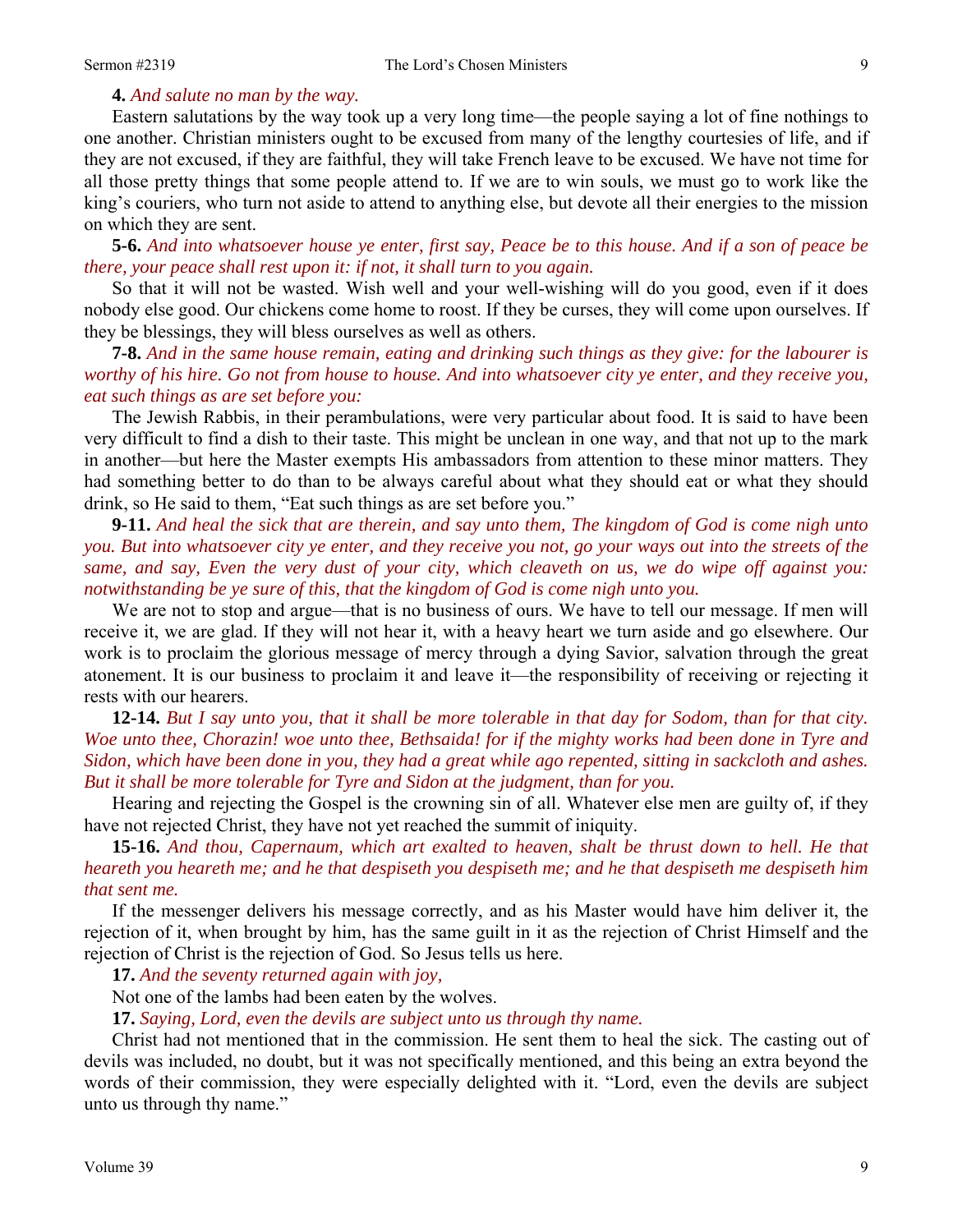**4.** *And salute no man by the way.*

Eastern salutations by the way took up a very long time—the people saying a lot of fine nothings to one another. Christian ministers ought to be excused from many of the lengthy courtesies of life, and if they are not excused, if they are faithful, they will take French leave to be excused. We have not time for all those pretty things that some people attend to. If we are to win souls, we must go to work like the king's couriers, who turn not aside to attend to anything else, but devote all their energies to the mission on which they are sent.

**5-6.** *And into whatsoever house ye enter, first say, Peace be to this house. And if a son of peace be there, your peace shall rest upon it: if not, it shall turn to you again.*

So that it will not be wasted. Wish well and your well-wishing will do you good, even if it does nobody else good. Our chickens come home to roost. If they be curses, they will come upon ourselves. If they be blessings, they will bless ourselves as well as others.

**7-8.** *And in the same house remain, eating and drinking such things as they give: for the labourer is worthy of his hire. Go not from house to house. And into whatsoever city ye enter, and they receive you, eat such things as are set before you:*

The Jewish Rabbis, in their perambulations, were very particular about food. It is said to have been very difficult to find a dish to their taste. This might be unclean in one way, and that not up to the mark in another—but here the Master exempts His ambassadors from attention to these minor matters. They had something better to do than to be always careful about what they should eat or what they should drink, so He said to them, "Eat such things as are set before you."

**9-11.** *And heal the sick that are therein, and say unto them, The kingdom of God is come nigh unto you. But into whatsoever city ye enter, and they receive you not, go your ways out into the streets of the same, and say, Even the very dust of your city, which cleaveth on us, we do wipe off against you: notwithstanding be ye sure of this, that the kingdom of God is come nigh unto you.*

We are not to stop and argue—that is no business of ours. We have to tell our message. If men will receive it, we are glad. If they will not hear it, with a heavy heart we turn aside and go elsewhere. Our work is to proclaim the glorious message of mercy through a dying Savior, salvation through the great atonement. It is our business to proclaim it and leave it—the responsibility of receiving or rejecting it rests with our hearers.

**12-14.** *But I say unto you, that it shall be more tolerable in that day for Sodom, than for that city. Woe unto thee, Chorazin! woe unto thee, Bethsaida! for if the mighty works had been done in Tyre and Sidon, which have been done in you, they had a great while ago repented, sitting in sackcloth and ashes. But it shall be more tolerable for Tyre and Sidon at the judgment, than for you.*

Hearing and rejecting the Gospel is the crowning sin of all. Whatever else men are guilty of, if they have not rejected Christ, they have not yet reached the summit of iniquity.

**15-16.** *And thou, Capernaum, which art exalted to heaven, shalt be thrust down to hell. He that heareth you heareth me; and he that despiseth you despiseth me; and he that despiseth me despiseth him that sent me.*

If the messenger delivers his message correctly, and as his Master would have him deliver it, the rejection of it, when brought by him, has the same guilt in it as the rejection of Christ Himself and the rejection of Christ is the rejection of God. So Jesus tells us here.

**17.** *And the seventy returned again with joy,*

Not one of the lambs had been eaten by the wolves.

**17.** *Saying, Lord, even the devils are subject unto us through thy name.*

Christ had not mentioned that in the commission. He sent them to heal the sick. The casting out of devils was included, no doubt, but it was not specifically mentioned, and this being an extra beyond the words of their commission, they were especially delighted with it. "Lord, even the devils are subject unto us through thy name."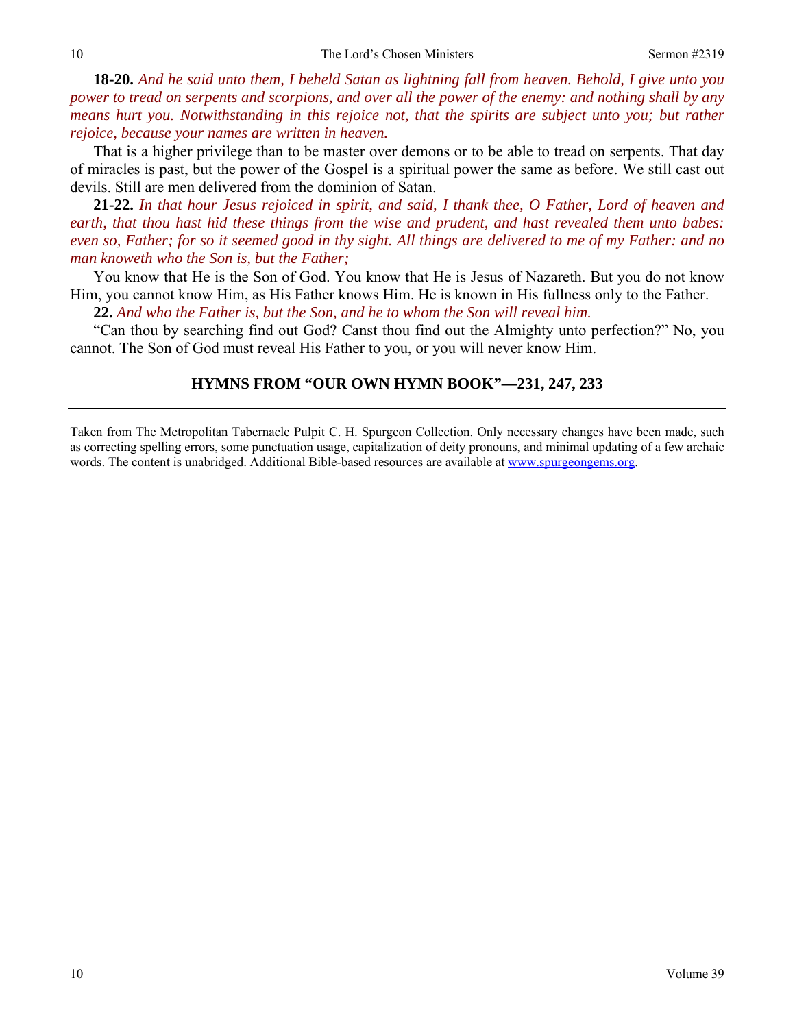**18-20.** *And he said unto them, I beheld Satan as lightning fall from heaven. Behold, I give unto you power to tread on serpents and scorpions, and over all the power of the enemy: and nothing shall by any means hurt you. Notwithstanding in this rejoice not, that the spirits are subject unto you; but rather rejoice, because your names are written in heaven.*

That is a higher privilege than to be master over demons or to be able to tread on serpents. That day of miracles is past, but the power of the Gospel is a spiritual power the same as before. We still cast out devils. Still are men delivered from the dominion of Satan.

**21-22.** *In that hour Jesus rejoiced in spirit, and said, I thank thee, O Father, Lord of heaven and earth, that thou hast hid these things from the wise and prudent, and hast revealed them unto babes: even so, Father; for so it seemed good in thy sight. All things are delivered to me of my Father: and no man knoweth who the Son is, but the Father;*

You know that He is the Son of God. You know that He is Jesus of Nazareth. But you do not know Him, you cannot know Him, as His Father knows Him. He is known in His fullness only to the Father.

**22.** *And who the Father is, but the Son, and he to whom the Son will reveal him.*

"Can thou by searching find out God? Canst thou find out the Almighty unto perfection?" No, you cannot. The Son of God must reveal His Father to you, or you will never know Him.

### HYMNS FROM "OUR OWN HYMN BOOK"—231, 247, 233

---

Taken from The Metropolitan Tabernacle Pulpit C. H. Spurgeon Collection. Only necessary changes have been made, such as correcting spelling errors, some punctuation usage, capitalization of deity pronouns, and minimal updating of a few archaic words. The content is unabridged. Additional Bible-based resources are available at www.spurgeongems.org.